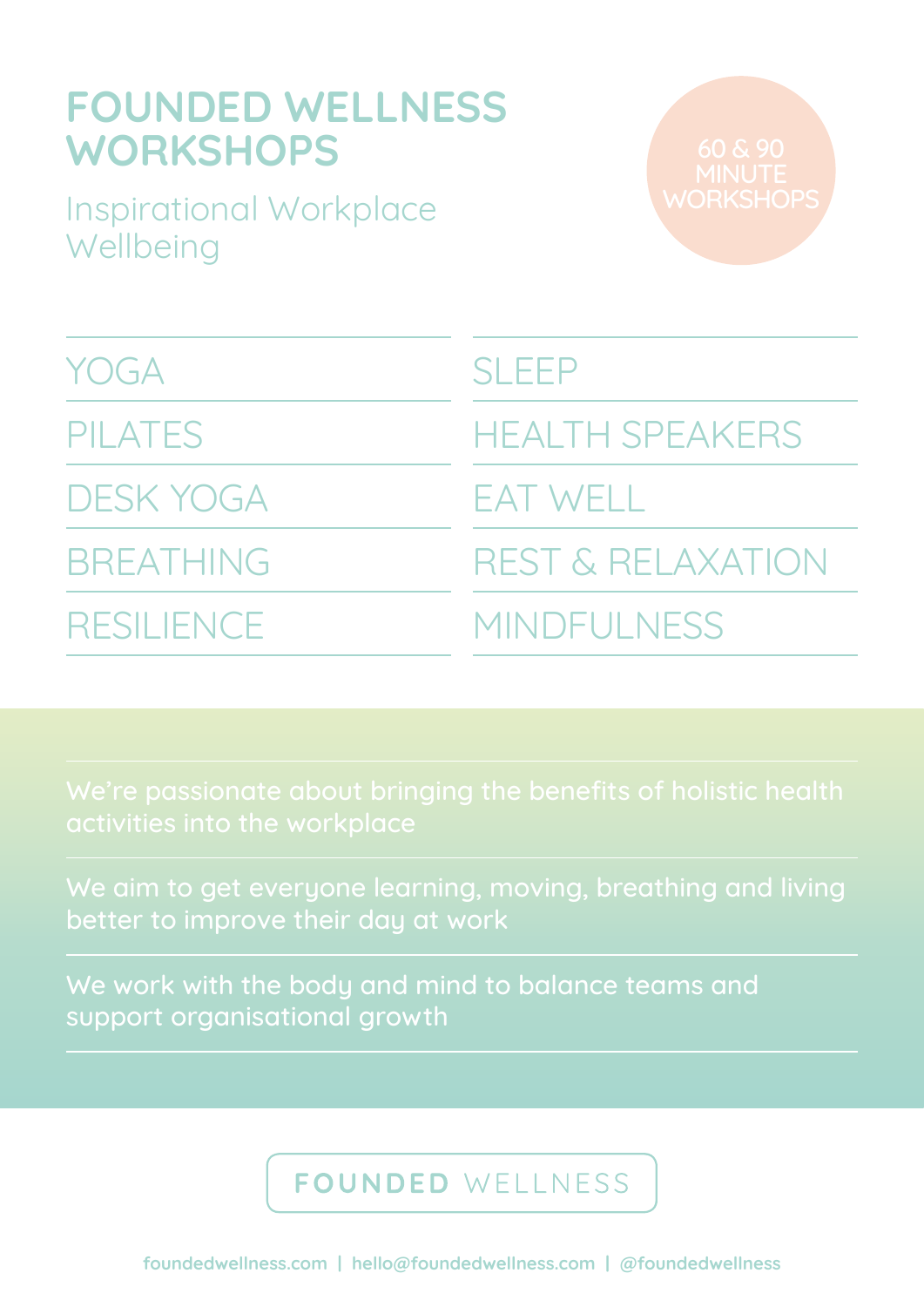# FOUNDED WELLNESS WORKSHOPS

Inspirational Workplace Wellbeing

60 & 90 MINUTE WORKSHOPS

- YOGA
- PILATES
- DESK YOGA
- BREATHING
- RESILIENCE
- SLEEP
- HEALTH SPEAKERS
- EAT WELL
- REST & RELAXATION
- MINDFULNESS

We're passionate about bringing the benefits of holistic health activities into the workplace

We aim to get everyone learning, moving, breathing and living better to improve their day at work

We work with the body and mind to balance teams and support organisational growth

FOUNDED WELLNESS

foundedwellness.com | hello@foundedwellness.com | @foundedwellness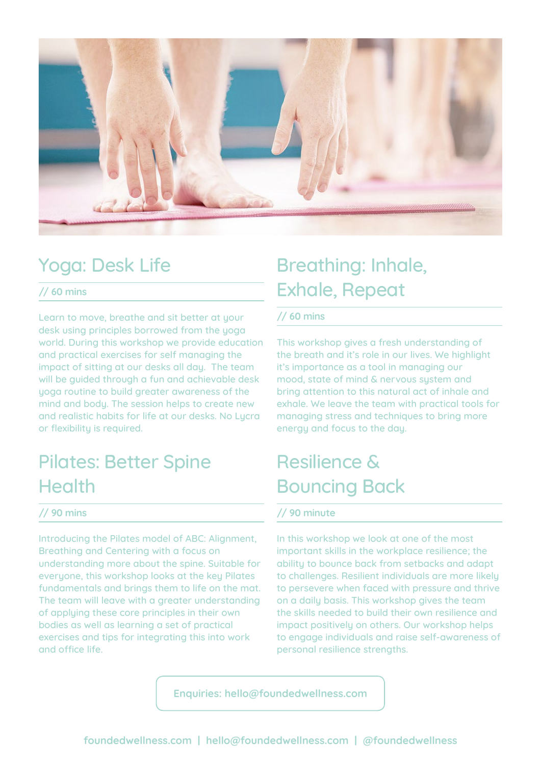## Yoga: Desk Life

// 60 mins

Learn to move, breathe and sit better at your desk using principles borrowed from the yoga world. During this workshop we provide education and practical exercises for self managing the impact of sitting at our desks all day. The team will be guided through a fun and achievable desk yoga routine to build greater awareness of the mind and body. The session helps to create new and realistic habits for life at our desks. No Lycra or flexibility is required.

## Breathing: Inhale, Exhale, Repeat

// 60 mins

This workshop gives a fresh understanding of the breath and it's role in our lives. We highlight it's importance as a tool in managing our mood, state of mind & nervous system and bring attention to this natural act of inhale and exhale. We leave the team with practical tools for managing stress and techniques to bring more energy and focus to the day.

## Pilates: Better Spine Health

// 90 mins

Introducing the Pilates model of ABC: Alignment, Breathing and Centering with a focus on understanding more about the spine. Suitable for everyone, this workshop looks at the key Pilates fundamentals and brings them to life on the mat. The team will leave with a greater understanding of applying these core principles in their own bodies as well as learning a set of practical exercises and tips for integrating this into work and office life.

## Resilience & Bouncing Back

// 90 minute

In this workshop we look at one of the most important skills in the workplace resilience; the ability to bounce back from setbacks and adapt to challenges. Resilient individuals are more likely to persevere when faced with pressure and thrive on a daily basis. This workshop gives the team the skills needed to build their own resilience and impact positively on others. Our workshop helps to engage individuals and raise self-awareness of personal resilience strengths.

Enquiries: hello@foundedwellness.com

foundedwellness.com | hello@foundedwellness.com | @foundedwellness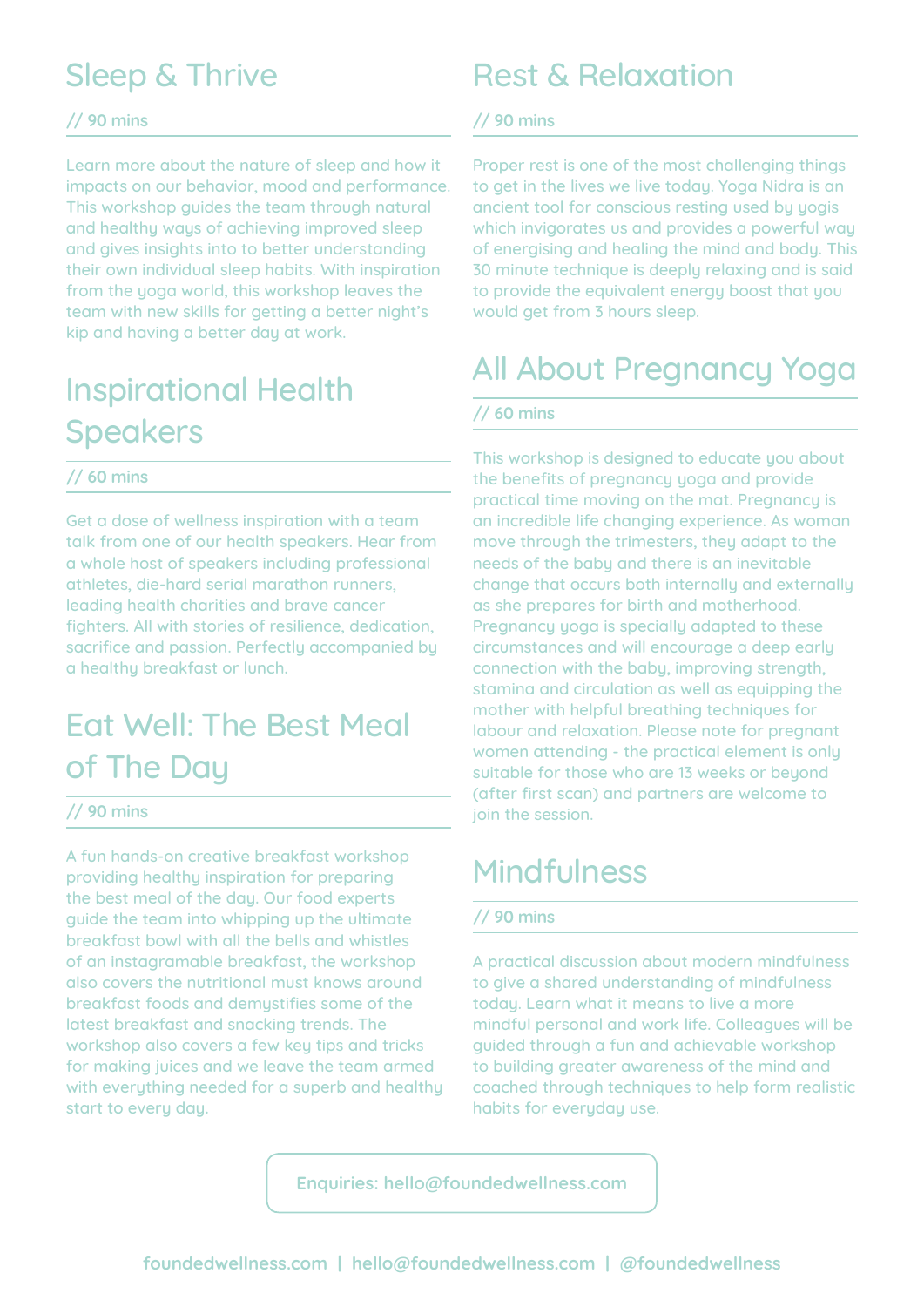## Sleep & Thrive

// 90 mins

Learn more about the nature of sleep and how it impacts on our behavior, mood and performance. This workshop guides the team through natural and healthy ways of achieving improved sleep and gives insights into to better understanding their own individual sleep habits. With inspiration from the yoga world, this workshop leaves the team with new skills for getting a better night's kip and having a better day at work.

## Inspirational Health Speakers

// 60 mins

Get a dose of wellness inspiration with a team talk from one of our health speakers. Hear from a whole host of speakers including professional athletes, die-hard serial marathon runners, leading health charities and brave cancer fighters. All with stories of resilience, dedication, sacrifice and passion. Perfectly accompanied by a healthy breakfast or lunch.

## Eat Well: The Best Meal of The Day

// 90 mins

A fun hands-on creative breakfast workshop providing healthy inspiration for preparing the best meal of the day. Our food experts guide the team into whipping up the ultimate breakfast bowl with all the bells and whistles of an instagramable breakfast, the workshop also covers the nutritional must knows around breakfast foods and demystifies some of the latest breakfast and snacking trends. The workshop also covers a few key tips and tricks for making juices and we leave the team armed with everything needed for a superb and healthy start to every day.

## Rest & Relaxation

// 90 mins

Proper rest is one of the most challenging things to get in the lives we live today. Yoga Nidra is an ancient tool for conscious resting used by yogis which invigorates us and provides a powerful way of energising and healing the mind and body. This 30 minute technique is deeply relaxing and is said to provide the equivalent energy boost that you would get from 3 hours sleep.

## All About Pregnancy Yoga

// 60 mins

This workshop is designed to educate you about the benefits of pregnancy yoga and provide practical time moving on the mat. Pregnancy is an incredible life changing experience. As woman move through the trimesters, they adapt to the needs of the baby and there is an inevitable change that occurs both internally and externally as she prepares for birth and motherhood. Pregnancy yoga is specially adapted to these circumstances and will encourage a deep early connection with the baby, improving strength, stamina and circulation as well as equipping the mother with helpful breathing techniques for labour and relaxation. Please note for pregnant women attending - the practical element is only suitable for those who are 13 weeks or beyond (after first scan) and partners are welcome to join the session.

## Mindfulness

// 90 mins

A practical discussion about modern mindfulness to give a shared understanding of mindfulness today. Learn what it means to live a more mindful personal and work life. Colleagues will be guided through a fun and achievable workshop to building greater awareness of the mind and coached through techniques to help form realistic habits for everyday use.

Enquiries: hello@foundedwellness.com

foundedwellness.com | hello@foundedwellness.com | @foundedwellness